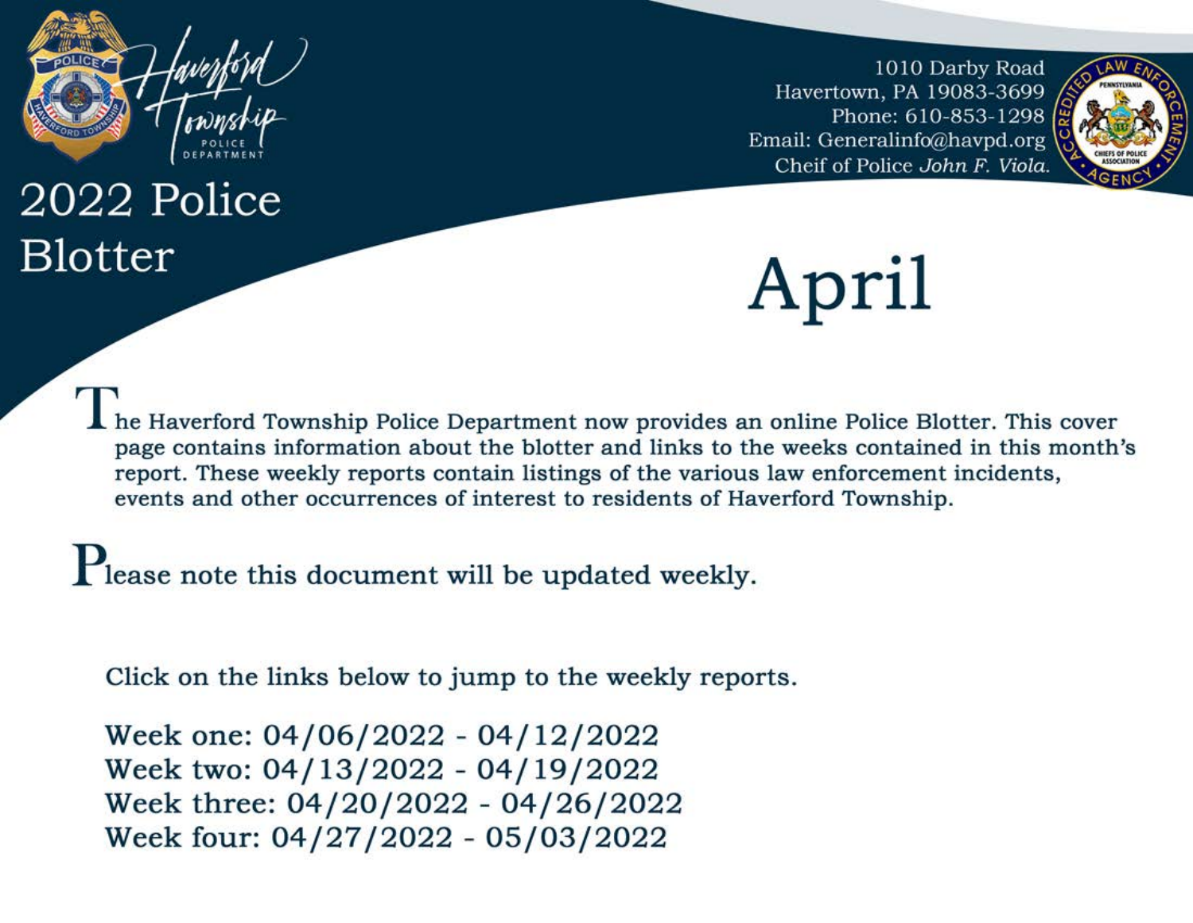Haverford Township Police Department

# 2022 Police Blotter

1010 Darby Road
Havertown, PA 19083-3699
Phone: 610-853-1298
Email: Generalinfo@havpd.org
Cheif of Police *John F. Viola.*

# April

The Haverford Township Police Department now provides an online Police Blotter. This cover page contains information about the blotter and links to the weeks contained in this month's report. These weekly reports contain listings of the various law enforcement incidents, events and other occurrences of interest to residents of Haverford Township.

Please note this document will be updated weekly.

Click on the links below to jump to the weekly reports.

Week one: 04/06/2022 - 04/12/2022
Week two: 04/13/2022 - 04/19/2022
Week three: 04/20/2022 - 04/26/2022
Week four: 04/27/2022 - 05/03/2022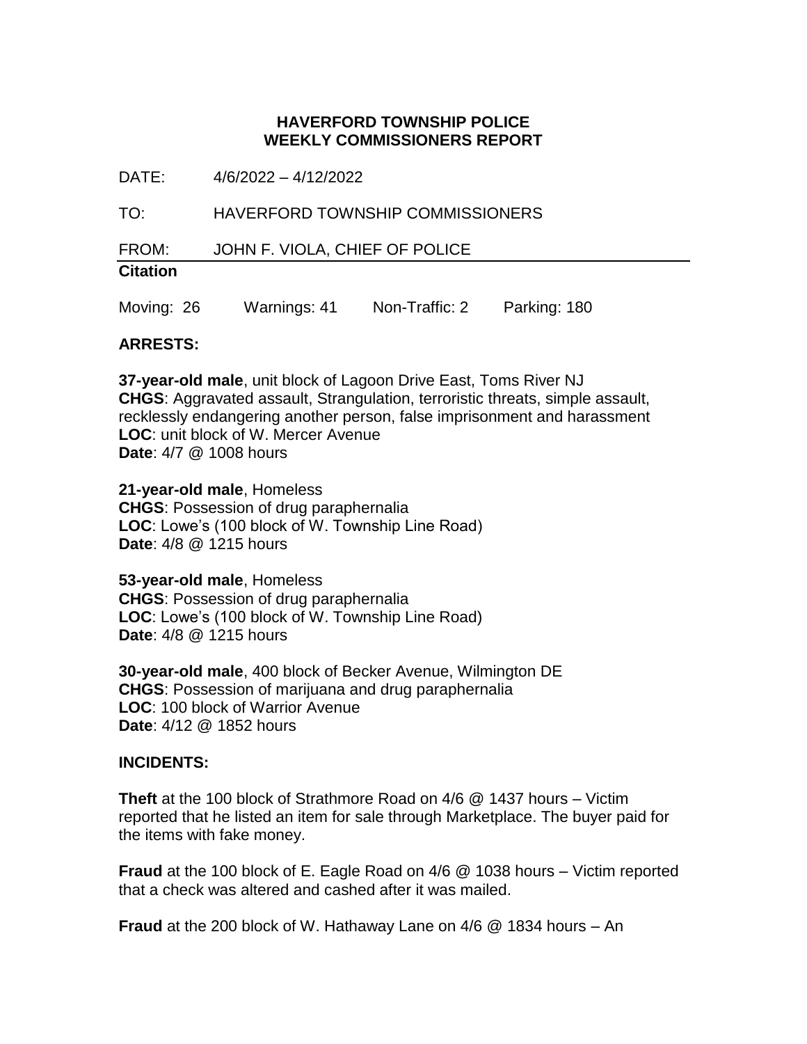**HAVERFORD TOWNSHIP POLICE**
**WEEKLY COMMISSIONERS REPORT**

DATE: 4/6/2022 – 4/12/2022

TO: HAVERFORD TOWNSHIP COMMISSIONERS

FROM: JOHN F. VIOLA, CHIEF OF POLICE

**Citation**

Moving: 26 Warnings: 41 Non-Traffic: 2 Parking: 180

**ARRESTS:**

**37-year-old male**, unit block of Lagoon Drive East, Toms River NJ
**CHGS**: Aggravated assault, Strangulation, terroristic threats, simple assault, recklessly endangering another person, false imprisonment and harassment
**LOC**: unit block of W. Mercer Avenue
**Date**: 4/7 @ 1008 hours

**21-year-old male**, Homeless
**CHGS**: Possession of drug paraphernalia
**LOC**: Lowe's (100 block of W. Township Line Road)
**Date**: 4/8 @ 1215 hours

**53-year-old male**, Homeless
**CHGS**: Possession of drug paraphernalia
**LOC**: Lowe's (100 block of W. Township Line Road)
**Date**: 4/8 @ 1215 hours

**30-year-old male**, 400 block of Becker Avenue, Wilmington DE
**CHGS**: Possession of marijuana and drug paraphernalia
**LOC**: 100 block of Warrior Avenue
**Date**: 4/12 @ 1852 hours

**INCIDENTS:**

**Theft** at the 100 block of Strathmore Road on 4/6 @ 1437 hours – Victim reported that he listed an item for sale through Marketplace. The buyer paid for the items with fake money.

**Fraud** at the 100 block of E. Eagle Road on 4/6 @ 1038 hours – Victim reported that a check was altered and cashed after it was mailed.

**Fraud** at the 200 block of W. Hathaway Lane on 4/6 @ 1834 hours – An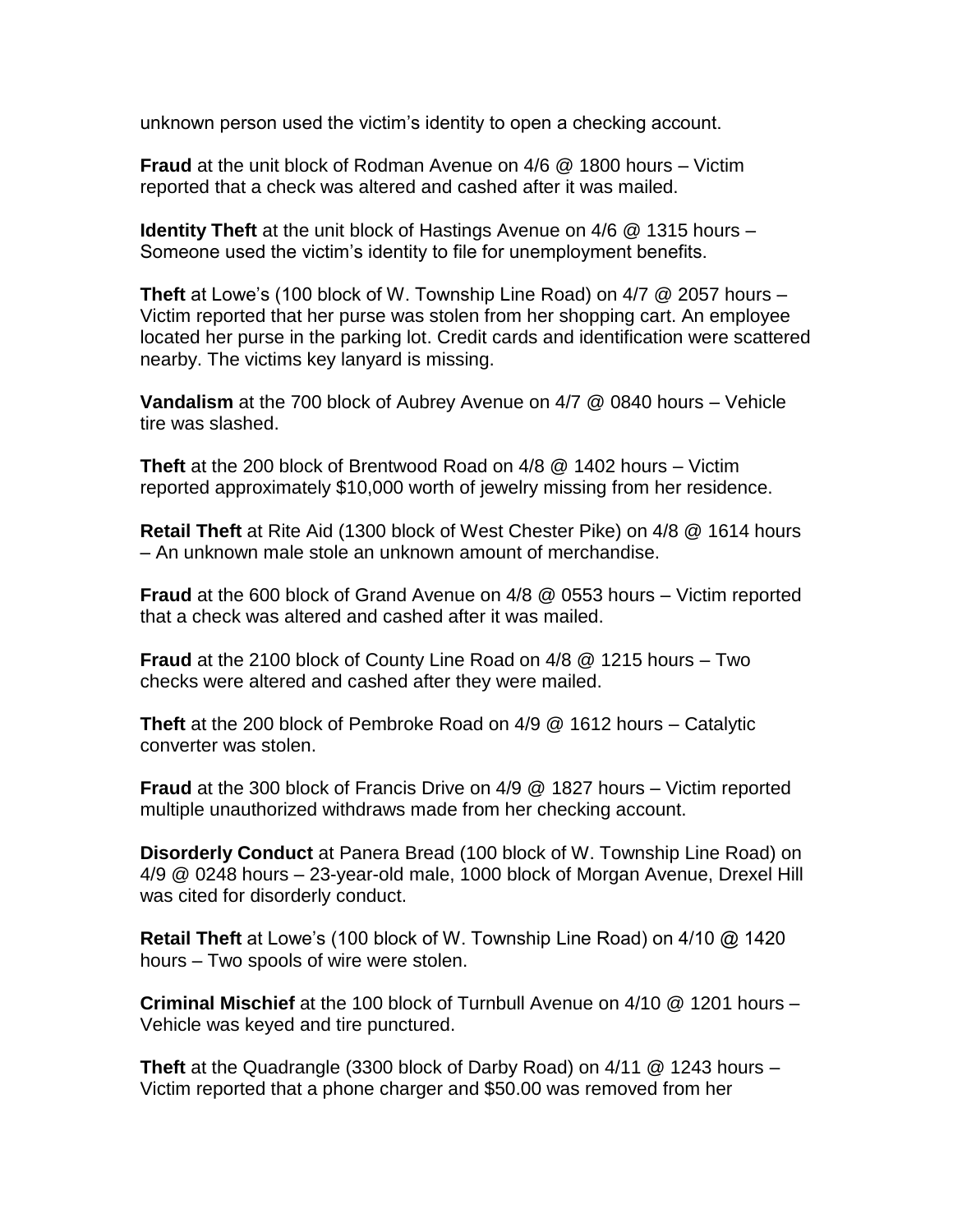unknown person used the victim's identity to open a checking account.

**Fraud** at the unit block of Rodman Avenue on 4/6 @ 1800 hours – Victim reported that a check was altered and cashed after it was mailed.

**Identity Theft** at the unit block of Hastings Avenue on 4/6 @ 1315 hours – Someone used the victim's identity to file for unemployment benefits.

**Theft** at Lowe's (100 block of W. Township Line Road) on 4/7 @ 2057 hours – Victim reported that her purse was stolen from her shopping cart. An employee located her purse in the parking lot. Credit cards and identification were scattered nearby. The victims key lanyard is missing.

**Vandalism** at the 700 block of Aubrey Avenue on 4/7 @ 0840 hours – Vehicle tire was slashed.

**Theft** at the 200 block of Brentwood Road on 4/8 @ 1402 hours – Victim reported approximately $10,000 worth of jewelry missing from her residence.

**Retail Theft** at Rite Aid (1300 block of West Chester Pike) on 4/8 @ 1614 hours – An unknown male stole an unknown amount of merchandise.

**Fraud** at the 600 block of Grand Avenue on 4/8 @ 0553 hours – Victim reported that a check was altered and cashed after it was mailed.

**Fraud** at the 2100 block of County Line Road on 4/8 @ 1215 hours – Two checks were altered and cashed after they were mailed.

**Theft** at the 200 block of Pembroke Road on 4/9 @ 1612 hours – Catalytic converter was stolen.

**Fraud** at the 300 block of Francis Drive on 4/9 @ 1827 hours – Victim reported multiple unauthorized withdraws made from her checking account.

**Disorderly Conduct** at Panera Bread (100 block of W. Township Line Road) on 4/9 @ 0248 hours – 23-year-old male, 1000 block of Morgan Avenue, Drexel Hill was cited for disorderly conduct.

**Retail Theft** at Lowe's (100 block of W. Township Line Road) on 4/10 @ 1420 hours – Two spools of wire were stolen.

**Criminal Mischief** at the 100 block of Turnbull Avenue on 4/10 @ 1201 hours – Vehicle was keyed and tire punctured.

**Theft** at the Quadrangle (3300 block of Darby Road) on 4/11 @ 1243 hours – Victim reported that a phone charger and $50.00 was removed from her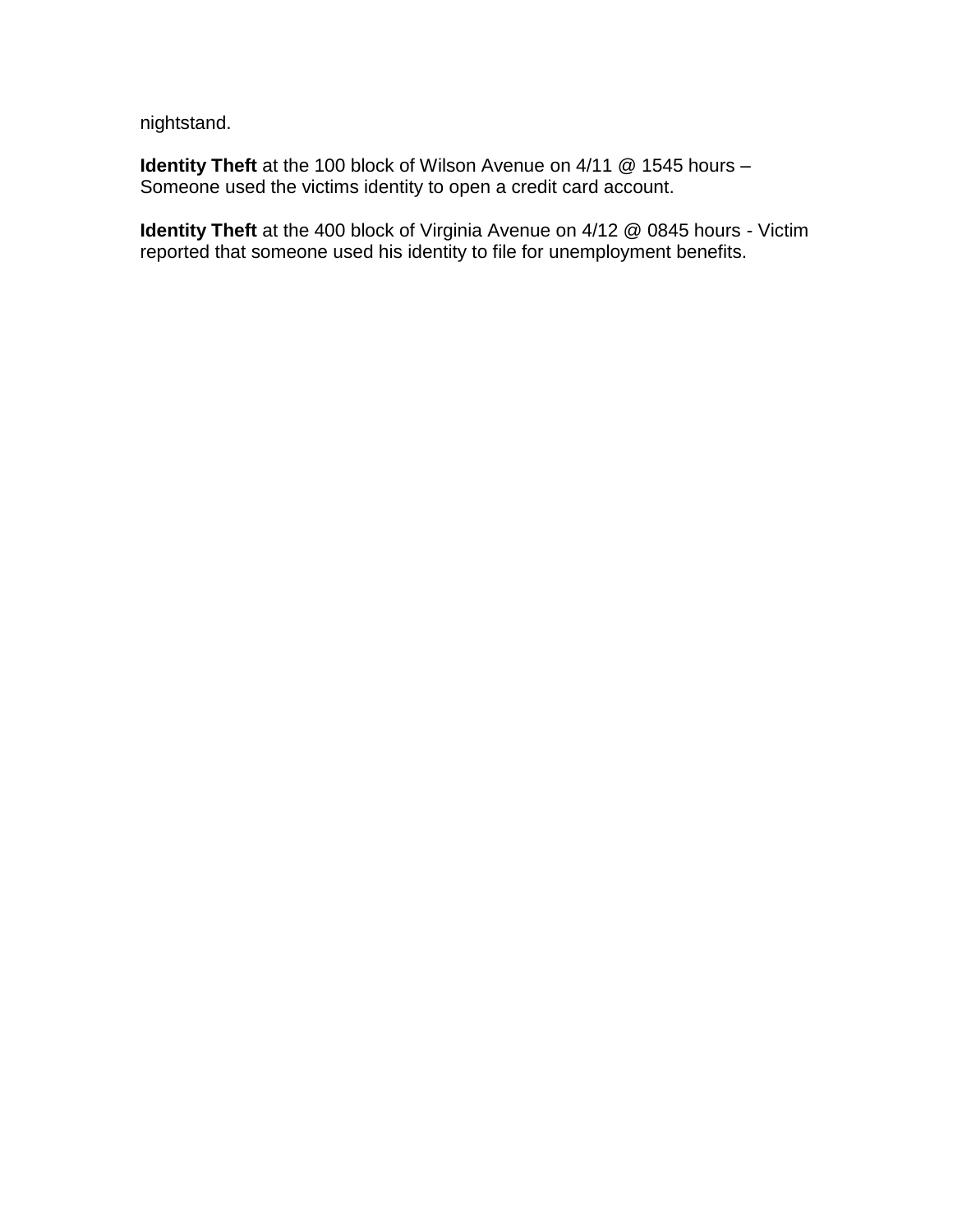nightstand.

**Identity Theft** at the 100 block of Wilson Avenue on 4/11 @ 1545 hours – Someone used the victims identity to open a credit card account.

**Identity Theft** at the 400 block of Virginia Avenue on 4/12 @ 0845 hours - Victim reported that someone used his identity to file for unemployment benefits.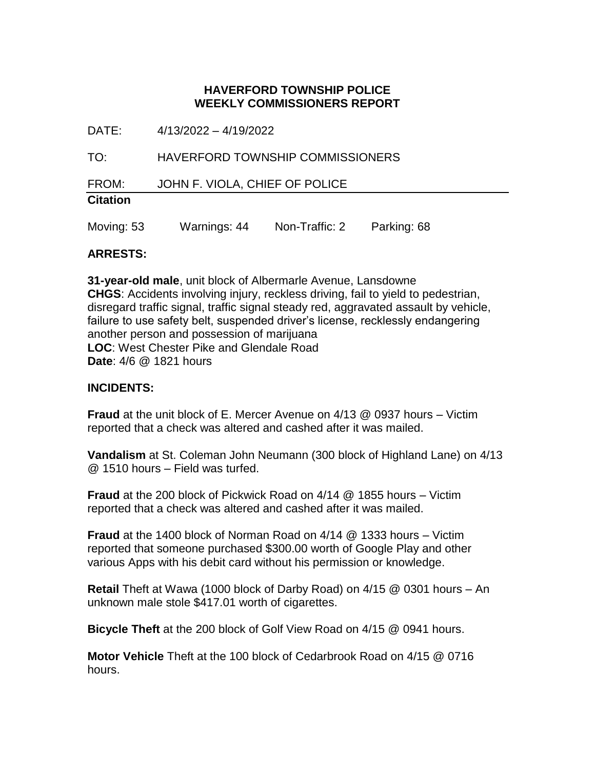**HAVERFORD TOWNSHIP POLICE**
**WEEKLY COMMISSIONERS REPORT**

DATE: 4/13/2022 – 4/19/2022

TO: HAVERFORD TOWNSHIP COMMISSIONERS

FROM: JOHN F. VIOLA, CHIEF OF POLICE

**Citation**

Moving: 53 Warnings: 44 Non-Traffic: 2 Parking: 68

**ARRESTS:**

**31-year-old male**, unit block of Albermarle Avenue, Lansdowne
**CHGS**: Accidents involving injury, reckless driving, fail to yield to pedestrian, disregard traffic signal, traffic signal steady red, aggravated assault by vehicle, failure to use safety belt, suspended driver's license, recklessly endangering another person and possession of marijuana
**LOC**: West Chester Pike and Glendale Road
**Date**: 4/6 @ 1821 hours

**INCIDENTS:**

**Fraud** at the unit block of E. Mercer Avenue on 4/13 @ 0937 hours – Victim reported that a check was altered and cashed after it was mailed.

**Vandalism** at St. Coleman John Neumann (300 block of Highland Lane) on 4/13 @ 1510 hours – Field was turfed.

**Fraud** at the 200 block of Pickwick Road on 4/14 @ 1855 hours – Victim reported that a check was altered and cashed after it was mailed.

**Fraud** at the 1400 block of Norman Road on 4/14 @ 1333 hours – Victim reported that someone purchased $300.00 worth of Google Play and other various Apps with his debit card without his permission or knowledge.

**Retail** Theft at Wawa (1000 block of Darby Road) on 4/15 @ 0301 hours – An unknown male stole $417.01 worth of cigarettes.

**Bicycle Theft** at the 200 block of Golf View Road on 4/15 @ 0941 hours.

**Motor Vehicle** Theft at the 100 block of Cedarbrook Road on 4/15 @ 0716 hours.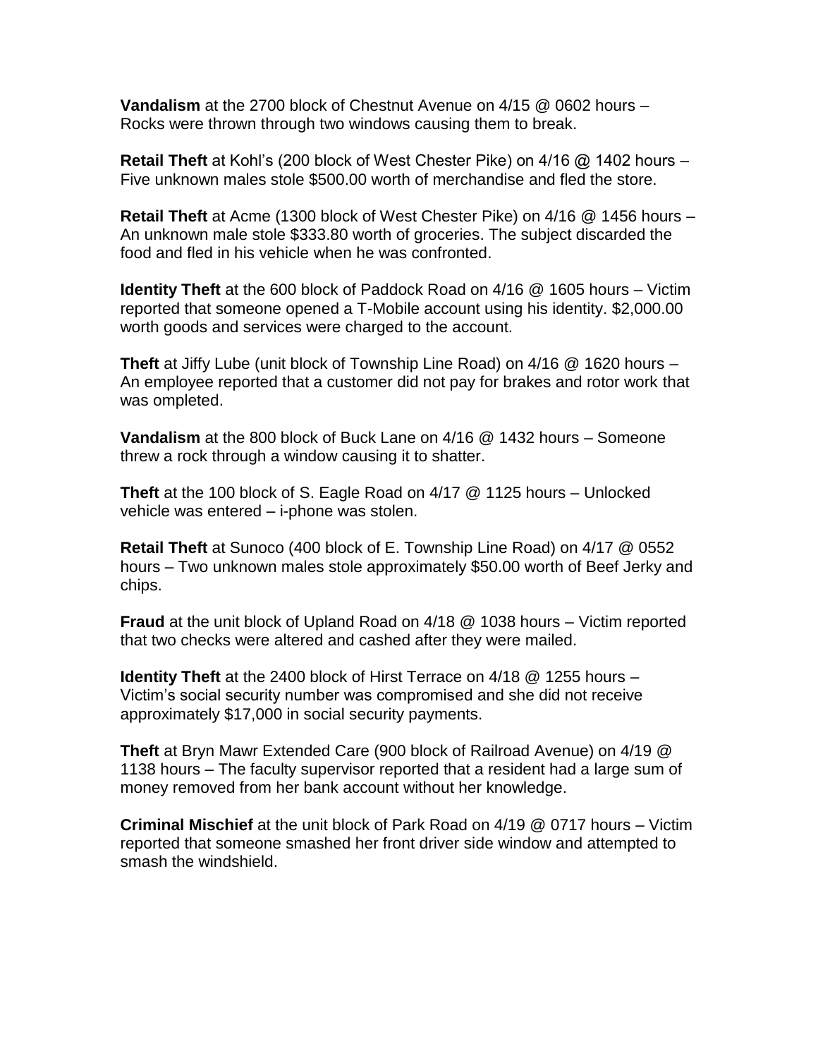**Vandalism** at the 2700 block of Chestnut Avenue on 4/15 @ 0602 hours – Rocks were thrown through two windows causing them to break.

**Retail Theft** at Kohl's (200 block of West Chester Pike) on 4/16 @ 1402 hours – Five unknown males stole $500.00 worth of merchandise and fled the store.

**Retail Theft** at Acme (1300 block of West Chester Pike) on 4/16 @ 1456 hours – An unknown male stole $333.80 worth of groceries. The subject discarded the food and fled in his vehicle when he was confronted.

**Identity Theft** at the 600 block of Paddock Road on 4/16 @ 1605 hours – Victim reported that someone opened a T-Mobile account using his identity. $2,000.00 worth goods and services were charged to the account.

**Theft** at Jiffy Lube (unit block of Township Line Road) on 4/16 @ 1620 hours – An employee reported that a customer did not pay for brakes and rotor work that was ompleted.

**Vandalism** at the 800 block of Buck Lane on 4/16 @ 1432 hours – Someone threw a rock through a window causing it to shatter.

**Theft** at the 100 block of S. Eagle Road on 4/17 @ 1125 hours – Unlocked vehicle was entered – i-phone was stolen.

**Retail Theft** at Sunoco (400 block of E. Township Line Road) on 4/17 @ 0552 hours – Two unknown males stole approximately $50.00 worth of Beef Jerky and chips.

**Fraud** at the unit block of Upland Road on 4/18 @ 1038 hours – Victim reported that two checks were altered and cashed after they were mailed.

**Identity Theft** at the 2400 block of Hirst Terrace on 4/18 @ 1255 hours – Victim's social security number was compromised and she did not receive approximately $17,000 in social security payments.

**Theft** at Bryn Mawr Extended Care (900 block of Railroad Avenue) on 4/19 @ 1138 hours – The faculty supervisor reported that a resident had a large sum of money removed from her bank account without her knowledge.

**Criminal Mischief** at the unit block of Park Road on 4/19 @ 0717 hours – Victim reported that someone smashed her front driver side window and attempted to smash the windshield.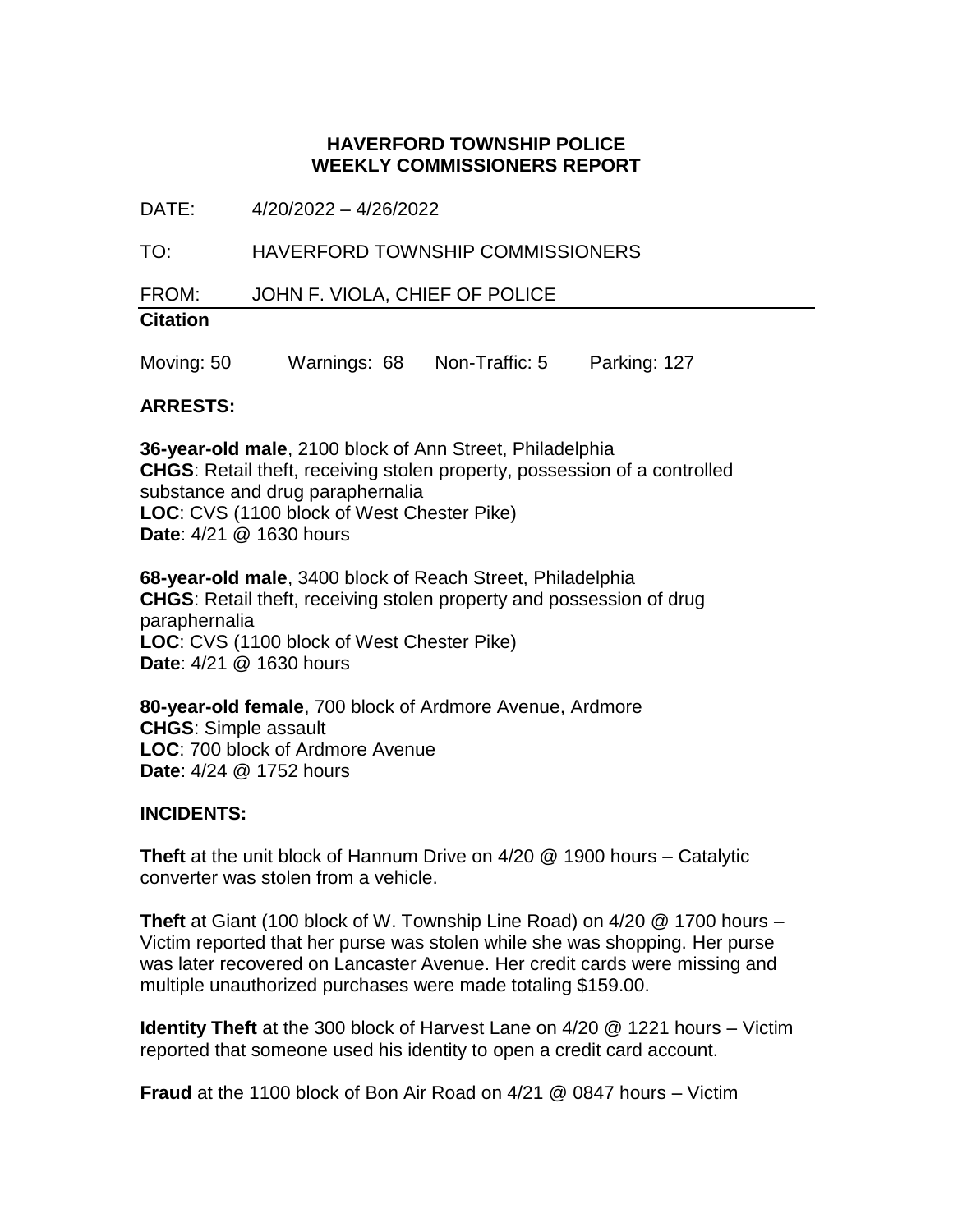**HAVERFORD TOWNSHIP POLICE**
**WEEKLY COMMISSIONERS REPORT**

DATE: 4/20/2022 – 4/26/2022

TO: HAVERFORD TOWNSHIP COMMISSIONERS

FROM: JOHN F. VIOLA, CHIEF OF POLICE

**Citation**

Moving: 50 Warnings: 68 Non-Traffic: 5 Parking: 127

**ARRESTS:**

**36-year-old male**, 2100 block of Ann Street, Philadelphia
**CHGS**: Retail theft, receiving stolen property, possession of a controlled substance and drug paraphernalia
**LOC**: CVS (1100 block of West Chester Pike)
**Date**: 4/21 @ 1630 hours

**68-year-old male**, 3400 block of Reach Street, Philadelphia
**CHGS**: Retail theft, receiving stolen property and possession of drug paraphernalia
**LOC**: CVS (1100 block of West Chester Pike)
**Date**: 4/21 @ 1630 hours

**80-year-old female**, 700 block of Ardmore Avenue, Ardmore
**CHGS**: Simple assault
**LOC**: 700 block of Ardmore Avenue
**Date**: 4/24 @ 1752 hours

**INCIDENTS:**

**Theft** at the unit block of Hannum Drive on 4/20 @ 1900 hours – Catalytic converter was stolen from a vehicle.

**Theft** at Giant (100 block of W. Township Line Road) on 4/20 @ 1700 hours – Victim reported that her purse was stolen while she was shopping. Her purse was later recovered on Lancaster Avenue. Her credit cards were missing and multiple unauthorized purchases were made totaling $159.00.

**Identity Theft** at the 300 block of Harvest Lane on 4/20 @ 1221 hours – Victim reported that someone used his identity to open a credit card account.

**Fraud** at the 1100 block of Bon Air Road on 4/21 @ 0847 hours – Victim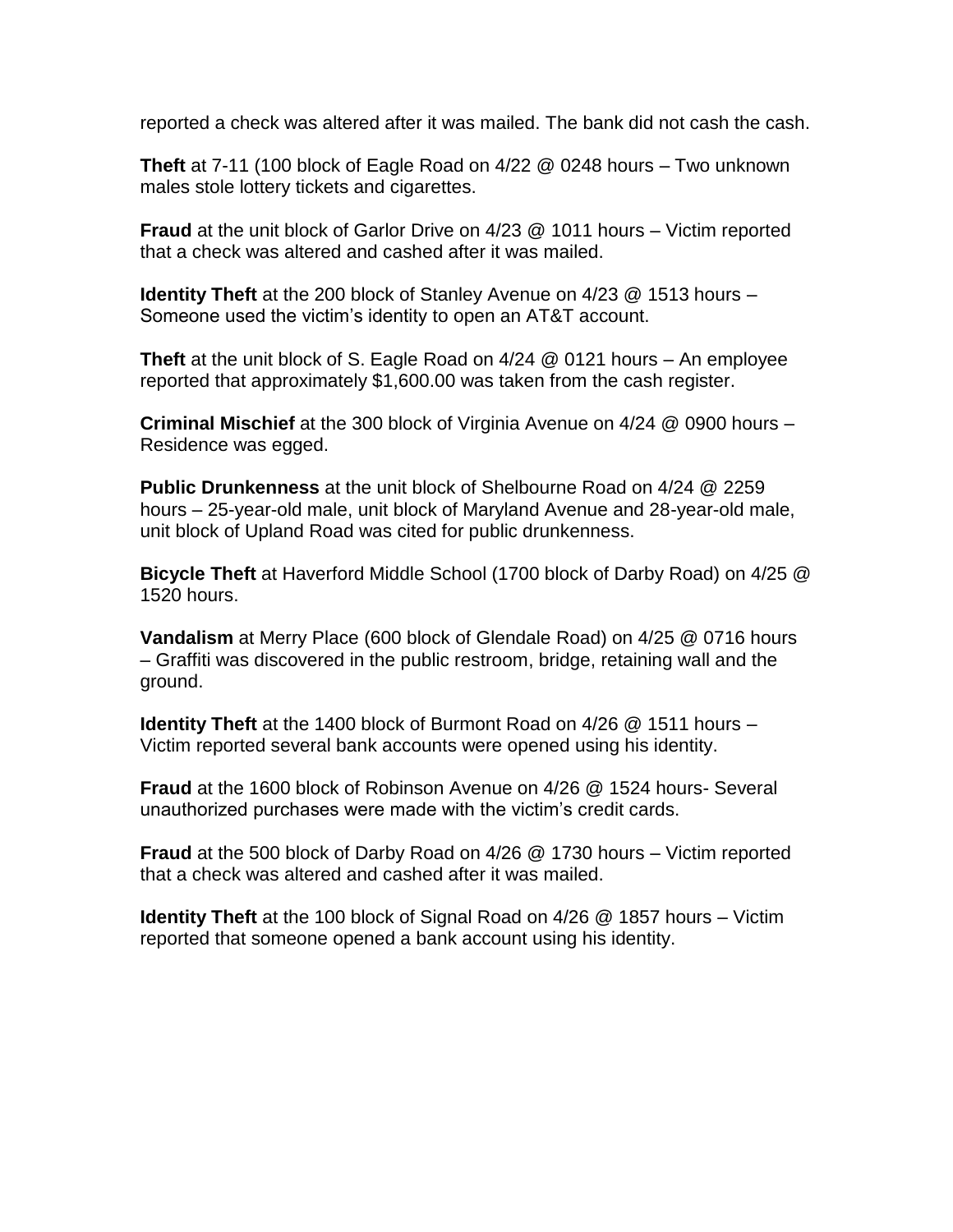reported a check was altered after it was mailed. The bank did not cash the cash.

**Theft** at 7-11 (100 block of Eagle Road on 4/22 @ 0248 hours – Two unknown males stole lottery tickets and cigarettes.

**Fraud** at the unit block of Garlor Drive on 4/23 @ 1011 hours – Victim reported that a check was altered and cashed after it was mailed.

**Identity Theft** at the 200 block of Stanley Avenue on 4/23 @ 1513 hours – Someone used the victim's identity to open an AT&T account.

**Theft** at the unit block of S. Eagle Road on 4/24 @ 0121 hours – An employee reported that approximately $1,600.00 was taken from the cash register.

**Criminal Mischief** at the 300 block of Virginia Avenue on 4/24 @ 0900 hours – Residence was egged.

**Public Drunkenness** at the unit block of Shelbourne Road on 4/24 @ 2259 hours – 25-year-old male, unit block of Maryland Avenue and 28-year-old male, unit block of Upland Road was cited for public drunkenness.

**Bicycle Theft** at Haverford Middle School (1700 block of Darby Road) on 4/25 @ 1520 hours.

**Vandalism** at Merry Place (600 block of Glendale Road) on 4/25 @ 0716 hours – Graffiti was discovered in the public restroom, bridge, retaining wall and the ground.

**Identity Theft** at the 1400 block of Burmont Road on 4/26 @ 1511 hours – Victim reported several bank accounts were opened using his identity.

**Fraud** at the 1600 block of Robinson Avenue on 4/26 @ 1524 hours- Several unauthorized purchases were made with the victim's credit cards.

**Fraud** at the 500 block of Darby Road on 4/26 @ 1730 hours – Victim reported that a check was altered and cashed after it was mailed.

**Identity Theft** at the 100 block of Signal Road on 4/26 @ 1857 hours – Victim reported that someone opened a bank account using his identity.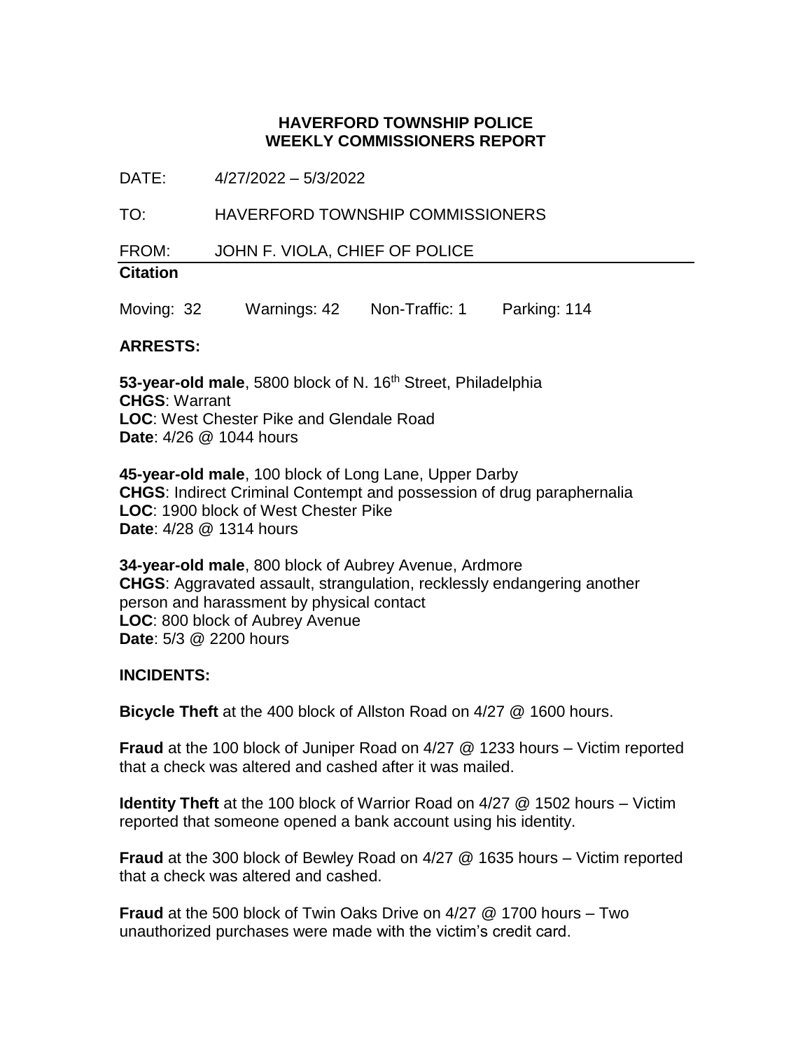# HAVERFORD TOWNSHIP POLICE
## WEEKLY COMMISSIONERS REPORT

DATE: 4/27/2022 – 5/3/2022

TO: HAVERFORD TOWNSHIP COMMISSIONERS

FROM: JOHN F. VIOLA, CHIEF OF POLICE

**Citation**

Moving: 32 Warnings: 42 Non-Traffic: 1 Parking: 114

**ARRESTS:**

**53-year-old male**, 5800 block of N. 16th Street, Philadelphia
**CHGS**: Warrant
**LOC**: West Chester Pike and Glendale Road
**Date**: 4/26 @ 1044 hours

**45-year-old male**, 100 block of Long Lane, Upper Darby
**CHGS**: Indirect Criminal Contempt and possession of drug paraphernalia
**LOC**: 1900 block of West Chester Pike
**Date**: 4/28 @ 1314 hours

**34-year-old male**, 800 block of Aubrey Avenue, Ardmore
**CHGS**: Aggravated assault, strangulation, recklessly endangering another person and harassment by physical contact
**LOC**: 800 block of Aubrey Avenue
**Date**: 5/3 @ 2200 hours

**INCIDENTS:**

**Bicycle Theft** at the 400 block of Allston Road on 4/27 @ 1600 hours.

**Fraud** at the 100 block of Juniper Road on 4/27 @ 1233 hours – Victim reported that a check was altered and cashed after it was mailed.

**Identity Theft** at the 100 block of Warrior Road on 4/27 @ 1502 hours – Victim reported that someone opened a bank account using his identity.

**Fraud** at the 300 block of Bewley Road on 4/27 @ 1635 hours – Victim reported that a check was altered and cashed.

**Fraud** at the 500 block of Twin Oaks Drive on 4/27 @ 1700 hours – Two unauthorized purchases were made with the victim's credit card.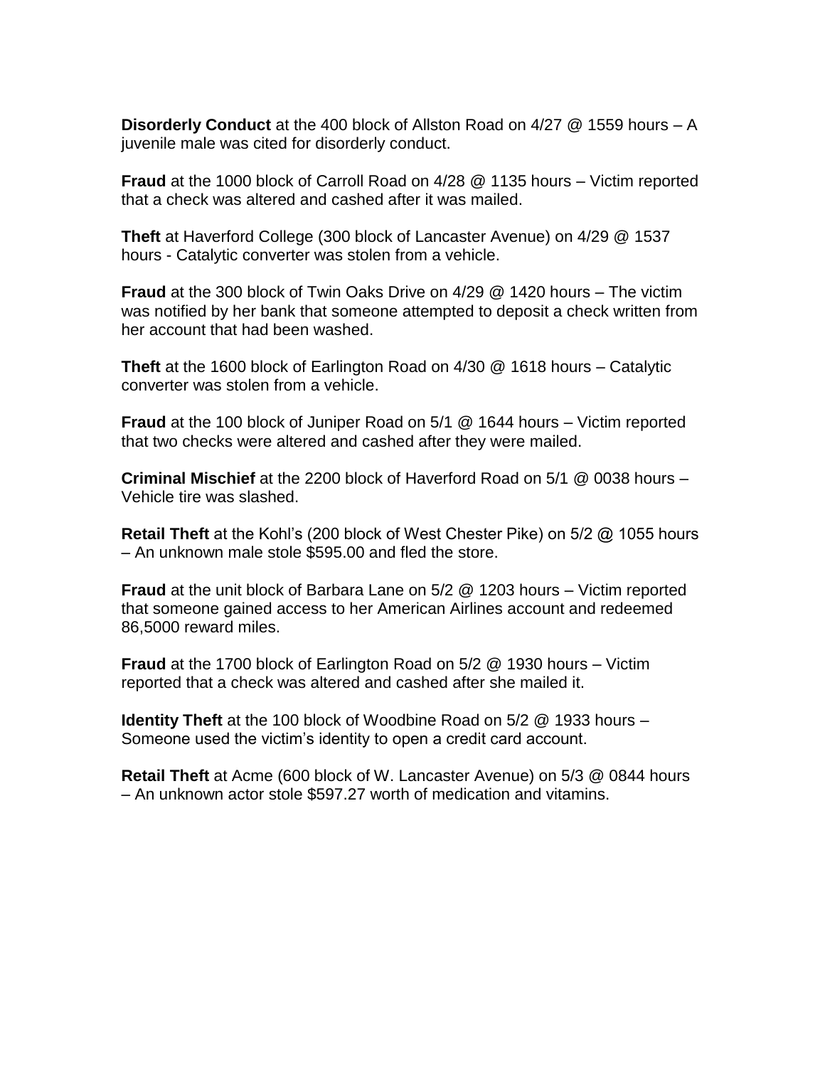**Disorderly Conduct** at the 400 block of Allston Road on 4/27 @ 1559 hours – A juvenile male was cited for disorderly conduct.

**Fraud** at the 1000 block of Carroll Road on 4/28 @ 1135 hours – Victim reported that a check was altered and cashed after it was mailed.

**Theft** at Haverford College (300 block of Lancaster Avenue) on 4/29 @ 1537 hours - Catalytic converter was stolen from a vehicle.

**Fraud** at the 300 block of Twin Oaks Drive on 4/29 @ 1420 hours – The victim was notified by her bank that someone attempted to deposit a check written from her account that had been washed.

**Theft** at the 1600 block of Earlington Road on 4/30 @ 1618 hours – Catalytic converter was stolen from a vehicle.

**Fraud** at the 100 block of Juniper Road on 5/1 @ 1644 hours – Victim reported that two checks were altered and cashed after they were mailed.

**Criminal Mischief** at the 2200 block of Haverford Road on 5/1 @ 0038 hours – Vehicle tire was slashed.

**Retail Theft** at the Kohl's (200 block of West Chester Pike) on 5/2 @ 1055 hours – An unknown male stole $595.00 and fled the store.

**Fraud** at the unit block of Barbara Lane on 5/2 @ 1203 hours – Victim reported that someone gained access to her American Airlines account and redeemed 86,5000 reward miles.

**Fraud** at the 1700 block of Earlington Road on 5/2 @ 1930 hours – Victim reported that a check was altered and cashed after she mailed it.

**Identity Theft** at the 100 block of Woodbine Road on 5/2 @ 1933 hours – Someone used the victim's identity to open a credit card account.

**Retail Theft** at Acme (600 block of W. Lancaster Avenue) on 5/3 @ 0844 hours – An unknown actor stole $597.27 worth of medication and vitamins.